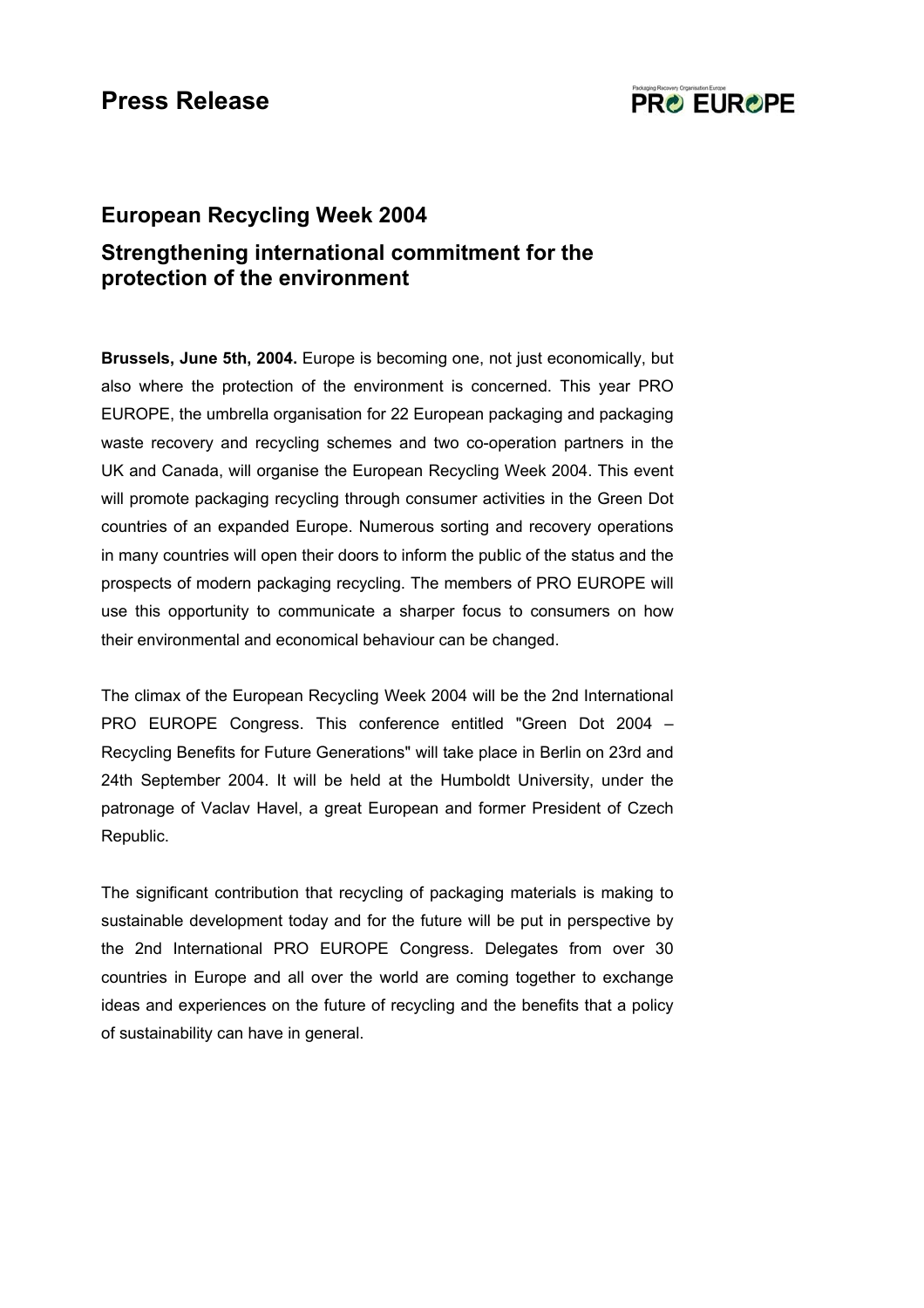# Press Release

PRO EUROPE

## European Recycling Week 2004

## Strengthening international commitment for the protection of the environment

**Brussels, June 5th, 2004.** Europe is becoming one, not just economically, but also where the protection of the environment is concerned. This year PRO EUROPE, the umbrella organisation for 22 European packaging and packaging waste recovery and recycling schemes and two co-operation partners in the UK and Canada, will organise the European Recycling Week 2004. This event will promote packaging recycling through consumer activities in the Green Dot countries of an expanded Europe. Numerous sorting and recovery operations in many countries will open their doors to inform the public of the status and the prospects of modern packaging recycling. The members of PRO EUROPE will use this opportunity to communicate a sharper focus to consumers on how their environmental and economical behaviour can be changed.

The climax of the European Recycling Week 2004 will be the 2nd International PRO EUROPE Congress. This conference entitled "Green Dot 2004 – Recycling Benefits for Future Generations" will take place in Berlin on 23rd and 24th September 2004. It will be held at the Humboldt University, under the patronage of Vaclav Havel, a great European and former President of Czech Republic.

The significant contribution that recycling of packaging materials is making to sustainable development today and for the future will be put in perspective by the 2nd International PRO EUROPE Congress. Delegates from over 30 countries in Europe and all over the world are coming together to exchange ideas and experiences on the future of recycling and the benefits that a policy of sustainability can have in general.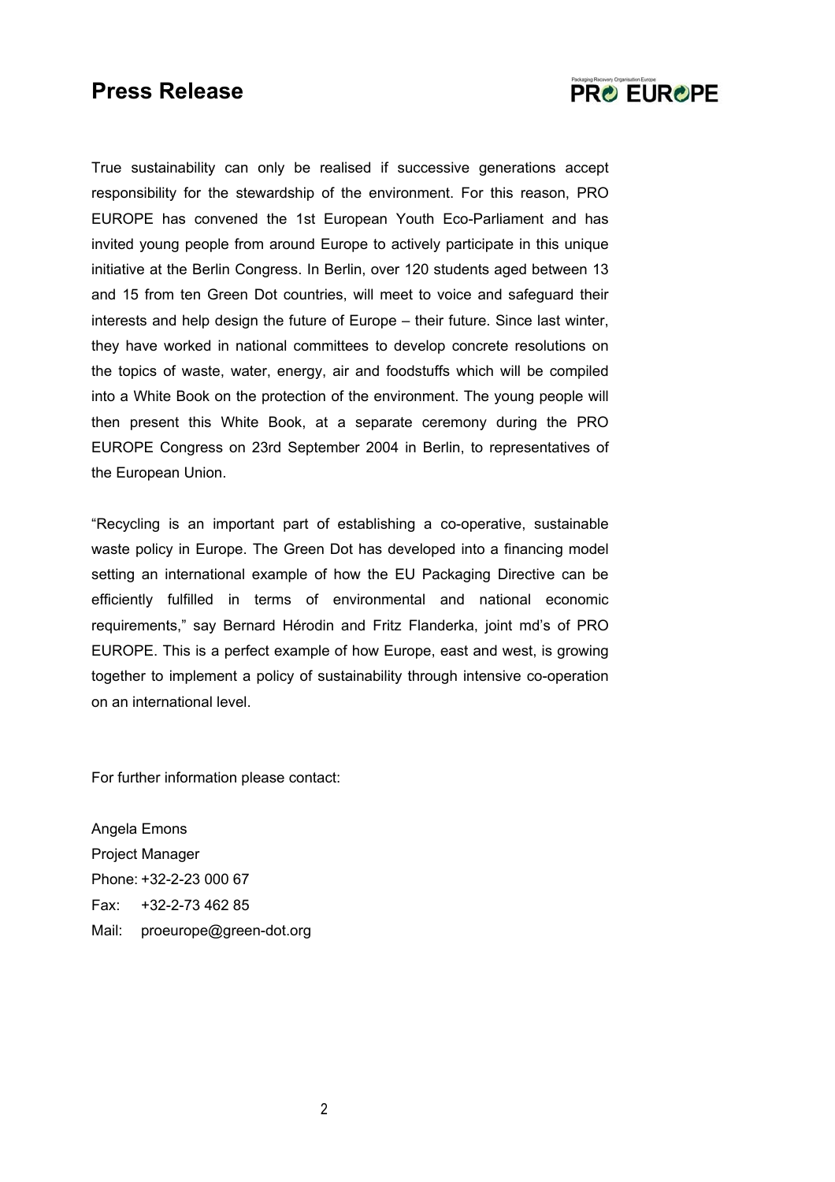# Press Release

True sustainability can only be realised if successive generations accept responsibility for the stewardship of the environment. For this reason, PRO EUROPE has convened the 1st European Youth Eco-Parliament and has invited young people from around Europe to actively participate in this unique initiative at the Berlin Congress. In Berlin, over 120 students aged between 13 and 15 from ten Green Dot countries, will meet to voice and safeguard their interests and help design the future of Europe – their future. Since last winter, they have worked in national committees to develop concrete resolutions on the topics of waste, water, energy, air and foodstuffs which will be compiled into a White Book on the protection of the environment. The young people will then present this White Book, at a separate ceremony during the PRO EUROPE Congress on 23rd September 2004 in Berlin, to representatives of the European Union.

"Recycling is an important part of establishing a co-operative, sustainable waste policy in Europe. The Green Dot has developed into a financing model setting an international example of how the EU Packaging Directive can be efficiently fulfilled in terms of environmental and national economic requirements," say Bernard Hérodin and Fritz Flanderka, joint md's of PRO EUROPE. This is a perfect example of how Europe, east and west, is growing together to implement a policy of sustainability through intensive co-operation on an international level.

For further information please contact:

Angela Emons
Project Manager
Phone: +32-2-23 000 67
Fax: +32-2-73 462 85
Mail: proeurope@green-dot.org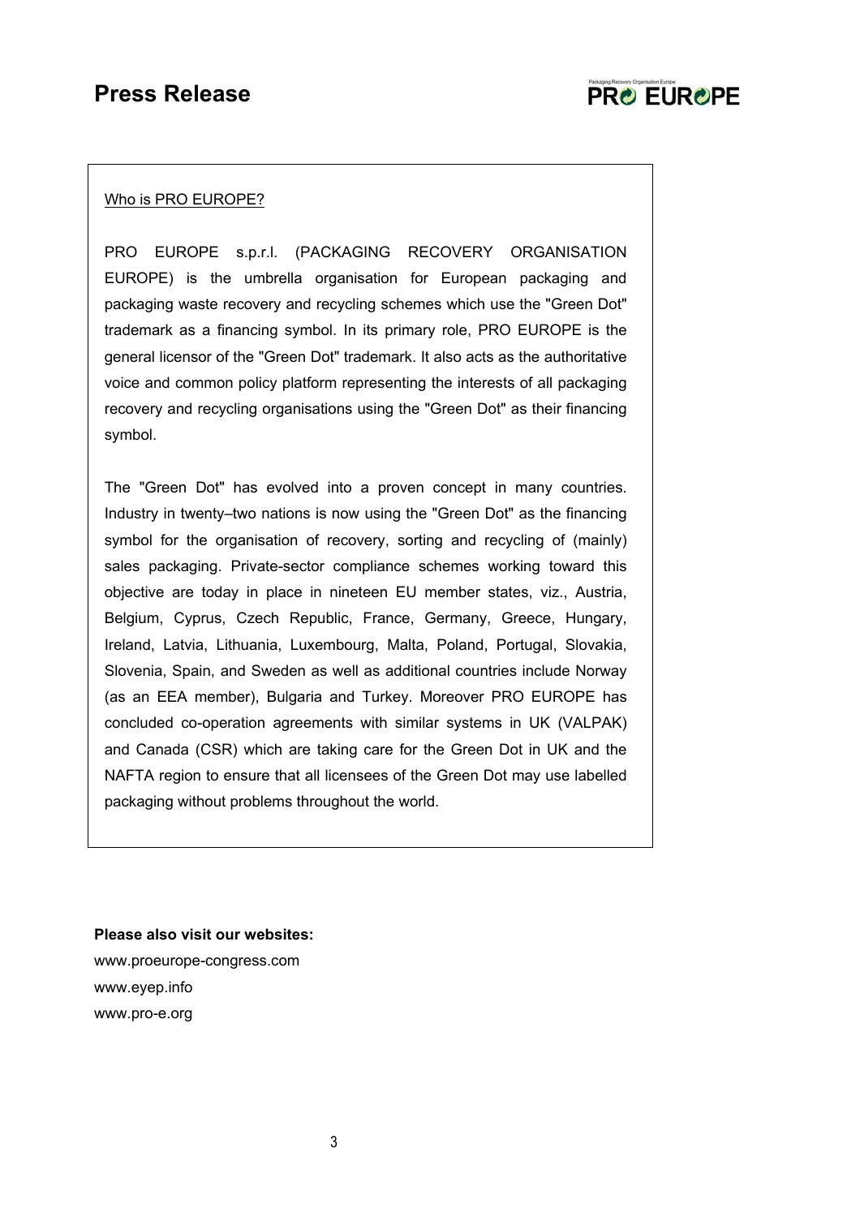# Press Release

PRO EUROPE

Who is PRO EUROPE?

PRO EUROPE s.p.r.l. (PACKAGING RECOVERY ORGANISATION EUROPE) is the umbrella organisation for European packaging and packaging waste recovery and recycling schemes which use the "Green Dot" trademark as a financing symbol. In its primary role, PRO EUROPE is the general licensor of the "Green Dot" trademark. It also acts as the authoritative voice and common policy platform representing the interests of all packaging recovery and recycling organisations using the "Green Dot" as their financing symbol.

The "Green Dot" has evolved into a proven concept in many countries. Industry in twenty–two nations is now using the "Green Dot" as the financing symbol for the organisation of recovery, sorting and recycling of (mainly) sales packaging. Private-sector compliance schemes working toward this objective are today in place in nineteen EU member states, viz., Austria, Belgium, Cyprus, Czech Republic, France, Germany, Greece, Hungary, Ireland, Latvia, Lithuania, Luxembourg, Malta, Poland, Portugal, Slovakia, Slovenia, Spain, and Sweden as well as additional countries include Norway (as an EEA member), Bulgaria and Turkey. Moreover PRO EUROPE has concluded co-operation agreements with similar systems in UK (VALPAK) and Canada (CSR) which are taking care for the Green Dot in UK and the NAFTA region to ensure that all licensees of the Green Dot may use labelled packaging without problems throughout the world.

**Please also visit our websites:**

www.proeurope-congress.com
www.eyep.info
www.pro-e.org